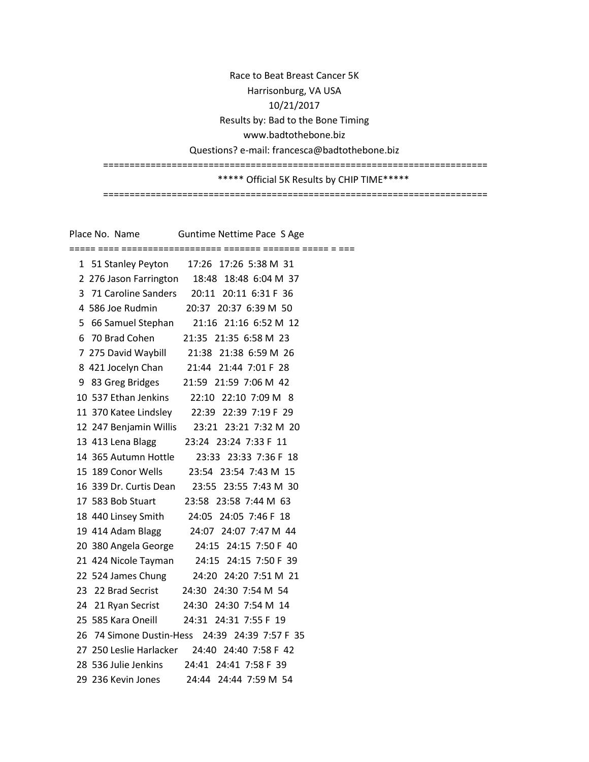Race to Beat Breast Cancer 5K

Harrisonburg, VA USA

10/21/2017

Results by: Bad to the Bone Timing

www.badtothebone.biz

Questions? e-mail: francesca@badtothebone.biz

===========================================================================

***** Official 5K Results by CHIP TIME*****

===========================================================================

| Place | No. | Name | Guntime | Nettime | Pace | S | Age |
|---|---|---|---|---|---|---|---|
| 1 | 51 | Stanley Peyton | 17:26 | 17:26 | 5:38 | M | 31 |
| 2 | 276 | Jason Farrington | 18:48 | 18:48 | 6:04 | M | 37 |
| 3 | 71 | Caroline Sanders | 20:11 | 20:11 | 6:31 | F | 36 |
| 4 | 586 | Joe Rudmin | 20:37 | 20:37 | 6:39 | M | 50 |
| 5 | 66 | Samuel Stephan | 21:16 | 21:16 | 6:52 | M | 12 |
| 6 | 70 | Brad Cohen | 21:35 | 21:35 | 6:58 | M | 23 |
| 7 | 275 | David Waybill | 21:38 | 21:38 | 6:59 | M | 26 |
| 8 | 421 | Jocelyn Chan | 21:44 | 21:44 | 7:01 | F | 28 |
| 9 | 83 | Greg Bridges | 21:59 | 21:59 | 7:06 | M | 42 |
| 10 | 537 | Ethan Jenkins | 22:10 | 22:10 | 7:09 | M | 8 |
| 11 | 370 | Katee Lindsley | 22:39 | 22:39 | 7:19 | F | 29 |
| 12 | 247 | Benjamin Willis | 23:21 | 23:21 | 7:32 | M | 20 |
| 13 | 413 | Lena Blagg | 23:24 | 23:24 | 7:33 | F | 11 |
| 14 | 365 | Autumn Hottle | 23:33 | 23:33 | 7:36 | F | 18 |
| 15 | 189 | Conor Wells | 23:54 | 23:54 | 7:43 | M | 15 |
| 16 | 339 | Dr. Curtis Dean | 23:55 | 23:55 | 7:43 | M | 30 |
| 17 | 583 | Bob Stuart | 23:58 | 23:58 | 7:44 | M | 63 |
| 18 | 440 | Linsey Smith | 24:05 | 24:05 | 7:46 | F | 18 |
| 19 | 414 | Adam Blagg | 24:07 | 24:07 | 7:47 | M | 44 |
| 20 | 380 | Angela George | 24:15 | 24:15 | 7:50 | F | 40 |
| 21 | 424 | Nicole Tayman | 24:15 | 24:15 | 7:50 | F | 39 |
| 22 | 524 | James Chung | 24:20 | 24:20 | 7:51 | M | 21 |
| 23 | 22 | Brad Secrist | 24:30 | 24:30 | 7:54 | M | 54 |
| 24 | 21 | Ryan Secrist | 24:30 | 24:30 | 7:54 | M | 14 |
| 25 | 585 | Kara Oneill | 24:31 | 24:31 | 7:55 | F | 19 |
| 26 | 74 | Simone Dustin-Hess | 24:39 | 24:39 | 7:57 | F | 35 |
| 27 | 250 | Leslie Harlacker | 24:40 | 24:40 | 7:58 | F | 42 |
| 28 | 536 | Julie Jenkins | 24:41 | 24:41 | 7:58 | F | 39 |
| 29 | 236 | Kevin Jones | 24:44 | 24:44 | 7:59 | M | 54 |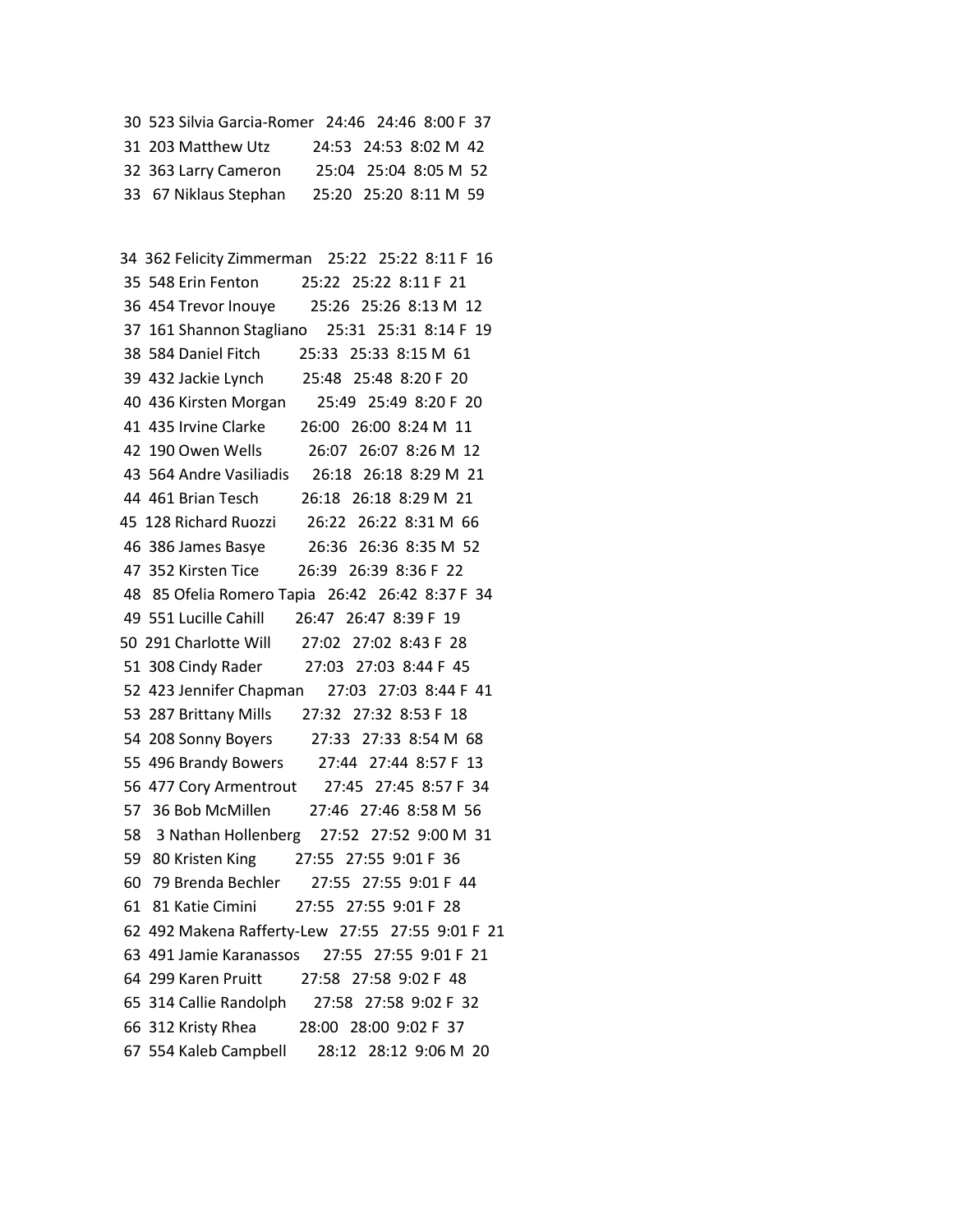```
 30  523 Silvia Garcia-Romer   24:46   24:46  8:00 F  37
 31  203 Matthew Utz          24:53   24:53  8:02 M  42
 32  363 Larry Cameron        25:04   25:04  8:05 M  52
 33   67 Niklaus Stephan      25:20   25:20  8:11 M  59


 34  362 Felicity Zimmerman    25:22   25:22  8:11 F  16
 35  548 Erin Fenton          25:22   25:22  8:11 F  21
 36  454 Trevor Inouye        25:26   25:26  8:13 M  12
 37  161 Shannon Stagliano    25:31   25:31  8:14 F  19
 38  584 Daniel Fitch         25:33   25:33  8:15 M  61
 39  432 Jackie Lynch         25:48   25:48  8:20 F  20
 40  436 Kirsten Morgan       25:49   25:49  8:20 F  20
 41  435 Irvine Clarke        26:00   26:00  8:24 M  11
 42  190 Owen Wells           26:07   26:07  8:26 M  12
 43  564 Andre Vasiliadis     26:18   26:18  8:29 M  21
 44  461 Brian Tesch          26:18   26:18  8:29 M  21
 45  128 Richard Ruozzi       26:22   26:22  8:31 M  66
 46  386 James Basye          26:36   26:36  8:35 M  52
 47  352 Kirsten Tice         26:39   26:39  8:36 F  22
 48   85 Ofelia Romero Tapia   26:42   26:42  8:37 F  34
 49  551 Lucille Cahill       26:47   26:47  8:39 F  19
 50  291 Charlotte Will       27:02   27:02  8:43 F  28
 51  308 Cindy Rader          27:03   27:03  8:44 F  45
 52  423 Jennifer Chapman     27:03   27:03  8:44 F  41
 53  287 Brittany Mills       27:32   27:32  8:53 F  18
 54  208 Sonny Boyers         27:33   27:33  8:54 M  68
 55  496 Brandy Bowers        27:44   27:44  8:57 F  13
 56  477 Cory Armentrout      27:45   27:45  8:57 F  34
 57   36 Bob McMillen         27:46   27:46  8:58 M  56
 58    3 Nathan Hollenberg    27:52   27:52  9:00 M  31
 59   80 Kristen King         27:55   27:55  9:01 F  36
 60   79 Brenda Bechler       27:55   27:55  9:01 F  44
 61   81 Katie Cimini         27:55   27:55  9:01 F  28
 62  492 Makena Rafferty-Lew   27:55   27:55  9:01 F  21
 63  491 Jamie Karanassos     27:55   27:55  9:01 F  21
 64  299 Karen Pruitt         27:58   27:58  9:02 F  48
 65  314 Callie Randolph      27:58   27:58  9:02 F  32
 66  312 Kristy Rhea          28:00   28:00  9:02 F  37
 67  554 Kaleb Campbell       28:12   28:12  9:06 M  20
```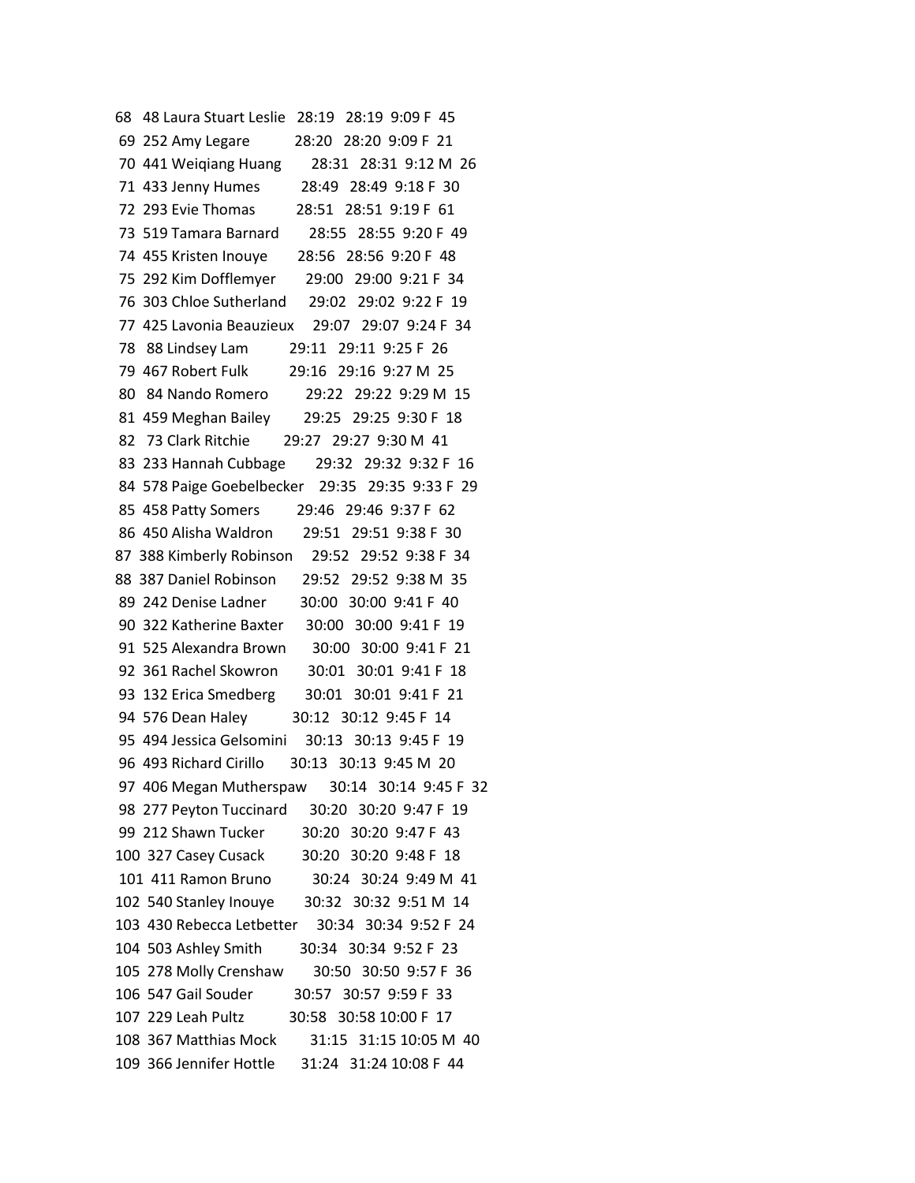68 48 Laura Stuart Leslie 28:19 28:19 9:09 F 45
69 252 Amy Legare 28:20 28:20 9:09 F 21
70 441 Weiqiang Huang 28:31 28:31 9:12 M 26
71 433 Jenny Humes 28:49 28:49 9:18 F 30
72 293 Evie Thomas 28:51 28:51 9:19 F 61
73 519 Tamara Barnard 28:55 28:55 9:20 F 49
74 455 Kristen Inouye 28:56 28:56 9:20 F 48
75 292 Kim Dofflemyer 29:00 29:00 9:21 F 34
76 303 Chloe Sutherland 29:02 29:02 9:22 F 19
77 425 Lavonia Beauzieux 29:07 29:07 9:24 F 34
78 88 Lindsey Lam 29:11 29:11 9:25 F 26
79 467 Robert Fulk 29:16 29:16 9:27 M 25
80 84 Nando Romero 29:22 29:22 9:29 M 15
81 459 Meghan Bailey 29:25 29:25 9:30 F 18
82 73 Clark Ritchie 29:27 29:27 9:30 M 41
83 233 Hannah Cubbage 29:32 29:32 9:32 F 16
84 578 Paige Goebelbecker 29:35 29:35 9:33 F 29
85 458 Patty Somers 29:46 29:46 9:37 F 62
86 450 Alisha Waldron 29:51 29:51 9:38 F 30
87 388 Kimberly Robinson 29:52 29:52 9:38 F 34
88 387 Daniel Robinson 29:52 29:52 9:38 M 35
89 242 Denise Ladner 30:00 30:00 9:41 F 40
90 322 Katherine Baxter 30:00 30:00 9:41 F 19
91 525 Alexandra Brown 30:00 30:00 9:41 F 21
92 361 Rachel Skowron 30:01 30:01 9:41 F 18
93 132 Erica Smedberg 30:01 30:01 9:41 F 21
94 576 Dean Haley 30:12 30:12 9:45 F 14
95 494 Jessica Gelsomini 30:13 30:13 9:45 F 19
96 493 Richard Cirillo 30:13 30:13 9:45 M 20
97 406 Megan Mutherspaw 30:14 30:14 9:45 F 32
98 277 Peyton Tuccinard 30:20 30:20 9:47 F 19
99 212 Shawn Tucker 30:20 30:20 9:47 F 43
100 327 Casey Cusack 30:20 30:20 9:48 F 18
101 411 Ramon Bruno 30:24 30:24 9:49 M 41
102 540 Stanley Inouye 30:32 30:32 9:51 M 14
103 430 Rebecca Letbetter 30:34 30:34 9:52 F 24
104 503 Ashley Smith 30:34 30:34 9:52 F 23
105 278 Molly Crenshaw 30:50 30:50 9:57 F 36
106 547 Gail Souder 30:57 30:57 9:59 F 33
107 229 Leah Pultz 30:58 30:58 10:00 F 17
108 367 Matthias Mock 31:15 31:15 10:05 M 40
109 366 Jennifer Hottle 31:24 31:24 10:08 F 44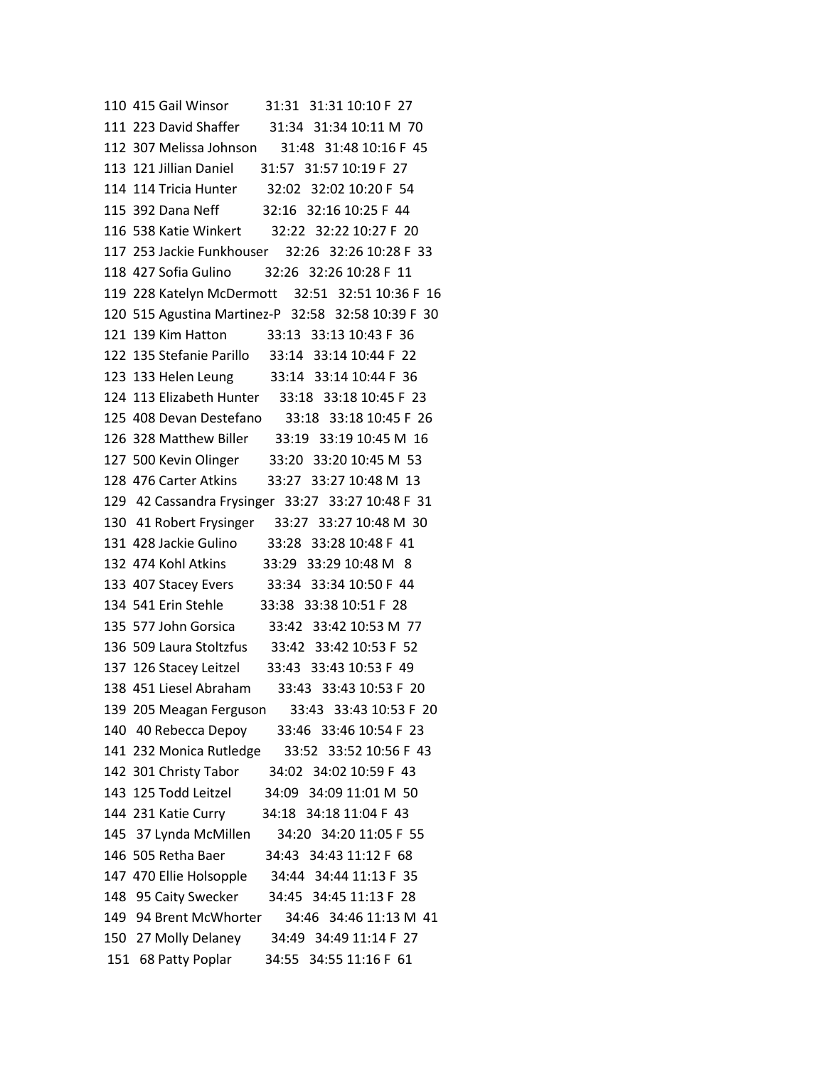110 415 Gail Winsor 31:31 31:31 10:10 F 27
111 223 David Shaffer 31:34 31:34 10:11 M 70
112 307 Melissa Johnson 31:48 31:48 10:16 F 45
113 121 Jillian Daniel 31:57 31:57 10:19 F 27
114 114 Tricia Hunter 32:02 32:02 10:20 F 54
115 392 Dana Neff 32:16 32:16 10:25 F 44
116 538 Katie Winkert 32:22 32:22 10:27 F 20
117 253 Jackie Funkhouser 32:26 32:26 10:28 F 33
118 427 Sofia Gulino 32:26 32:26 10:28 F 11
119 228 Katelyn McDermott 32:51 32:51 10:36 F 16
120 515 Agustina Martinez-P 32:58 32:58 10:39 F 30
121 139 Kim Hatton 33:13 33:13 10:43 F 36
122 135 Stefanie Parillo 33:14 33:14 10:44 F 22
123 133 Helen Leung 33:14 33:14 10:44 F 36
124 113 Elizabeth Hunter 33:18 33:18 10:45 F 23
125 408 Devan Destefano 33:18 33:18 10:45 F 26
126 328 Matthew Biller 33:19 33:19 10:45 M 16
127 500 Kevin Olinger 33:20 33:20 10:45 M 53
128 476 Carter Atkins 33:27 33:27 10:48 M 13
129 42 Cassandra Frysinger 33:27 33:27 10:48 F 31
130 41 Robert Frysinger 33:27 33:27 10:48 M 30
131 428 Jackie Gulino 33:28 33:28 10:48 F 41
132 474 Kohl Atkins 33:29 33:29 10:48 M 8
133 407 Stacey Evers 33:34 33:34 10:50 F 44
134 541 Erin Stehle 33:38 33:38 10:51 F 28
135 577 John Gorsica 33:42 33:42 10:53 M 77
136 509 Laura Stoltzfus 33:42 33:42 10:53 F 52
137 126 Stacey Leitzel 33:43 33:43 10:53 F 49
138 451 Liesel Abraham 33:43 33:43 10:53 F 20
139 205 Meagan Ferguson 33:43 33:43 10:53 F 20
140 40 Rebecca Depoy 33:46 33:46 10:54 F 23
141 232 Monica Rutledge 33:52 33:52 10:56 F 43
142 301 Christy Tabor 34:02 34:02 10:59 F 43
143 125 Todd Leitzel 34:09 34:09 11:01 M 50
144 231 Katie Curry 34:18 34:18 11:04 F 43
145 37 Lynda McMillen 34:20 34:20 11:05 F 55
146 505 Retha Baer 34:43 34:43 11:12 F 68
147 470 Ellie Holsopple 34:44 34:44 11:13 F 35
148 95 Caity Swecker 34:45 34:45 11:13 F 28
149 94 Brent McWhorter 34:46 34:46 11:13 M 41
150 27 Molly Delaney 34:49 34:49 11:14 F 27
151 68 Patty Poplar 34:55 34:55 11:16 F 61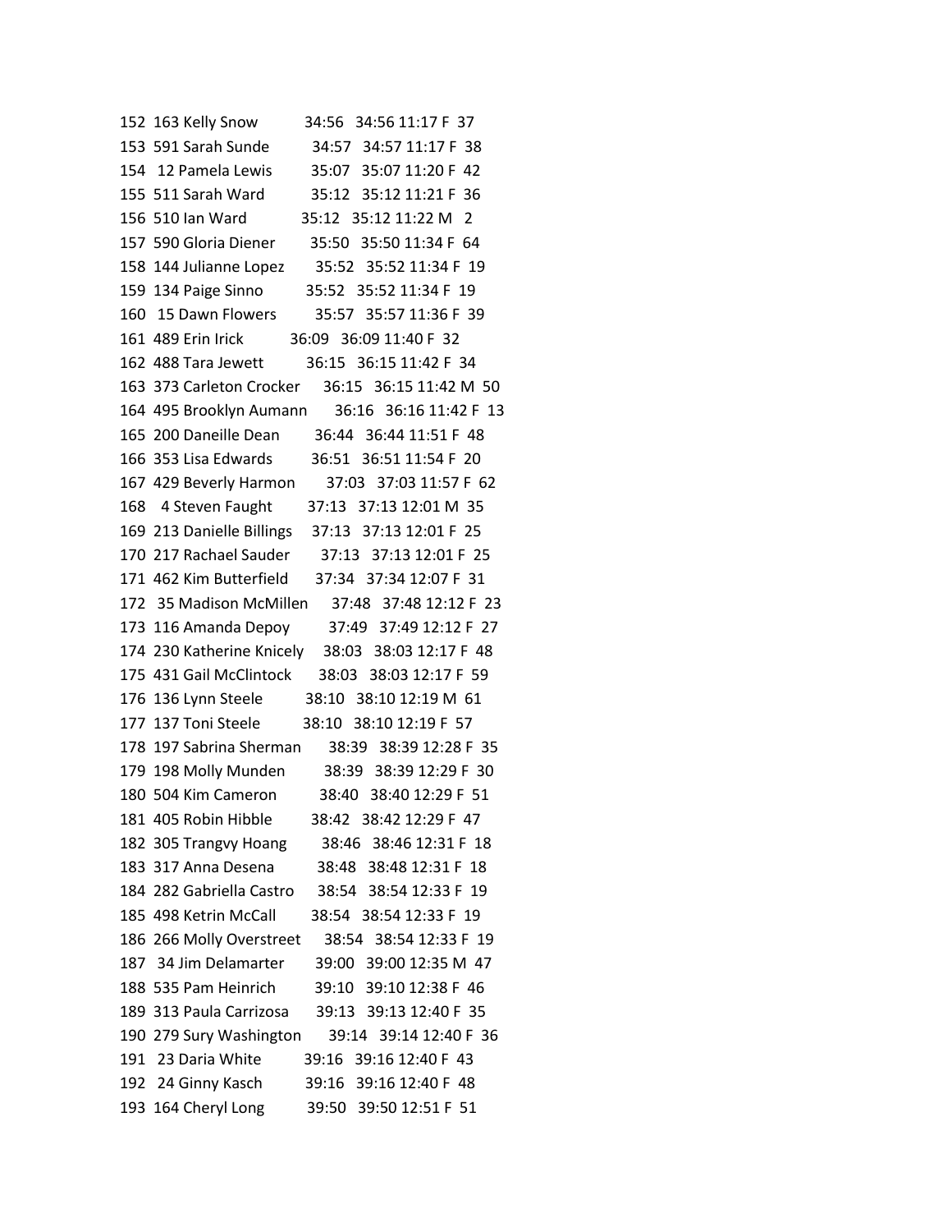152 163 Kelly Snow 34:56 34:56 11:17 F 37
153 591 Sarah Sunde 34:57 34:57 11:17 F 38
154 12 Pamela Lewis 35:07 35:07 11:20 F 42
155 511 Sarah Ward 35:12 35:12 11:21 F 36
156 510 Ian Ward 35:12 35:12 11:22 M 2
157 590 Gloria Diener 35:50 35:50 11:34 F 64
158 144 Julianne Lopez 35:52 35:52 11:34 F 19
159 134 Paige Sinno 35:52 35:52 11:34 F 19
160 15 Dawn Flowers 35:57 35:57 11:36 F 39
161 489 Erin Irick 36:09 36:09 11:40 F 32
162 488 Tara Jewett 36:15 36:15 11:42 F 34
163 373 Carleton Crocker 36:15 36:15 11:42 M 50
164 495 Brooklyn Aumann 36:16 36:16 11:42 F 13
165 200 Daneille Dean 36:44 36:44 11:51 F 48
166 353 Lisa Edwards 36:51 36:51 11:54 F 20
167 429 Beverly Harmon 37:03 37:03 11:57 F 62
168 4 Steven Faught 37:13 37:13 12:01 M 35
169 213 Danielle Billings 37:13 37:13 12:01 F 25
170 217 Rachael Sauder 37:13 37:13 12:01 F 25
171 462 Kim Butterfield 37:34 37:34 12:07 F 31
172 35 Madison McMillen 37:48 37:48 12:12 F 23
173 116 Amanda Depoy 37:49 37:49 12:12 F 27
174 230 Katherine Knicely 38:03 38:03 12:17 F 48
175 431 Gail McClintock 38:03 38:03 12:17 F 59
176 136 Lynn Steele 38:10 38:10 12:19 M 61
177 137 Toni Steele 38:10 38:10 12:19 F 57
178 197 Sabrina Sherman 38:39 38:39 12:28 F 35
179 198 Molly Munden 38:39 38:39 12:29 F 30
180 504 Kim Cameron 38:40 38:40 12:29 F 51
181 405 Robin Hibble 38:42 38:42 12:29 F 47
182 305 Trangvy Hoang 38:46 38:46 12:31 F 18
183 317 Anna Desena 38:48 38:48 12:31 F 18
184 282 Gabriella Castro 38:54 38:54 12:33 F 19
185 498 Ketrin McCall 38:54 38:54 12:33 F 19
186 266 Molly Overstreet 38:54 38:54 12:33 F 19
187 34 Jim Delamarter 39:00 39:00 12:35 M 47
188 535 Pam Heinrich 39:10 39:10 12:38 F 46
189 313 Paula Carrizosa 39:13 39:13 12:40 F 35
190 279 Sury Washington 39:14 39:14 12:40 F 36
191 23 Daria White 39:16 39:16 12:40 F 43
192 24 Ginny Kasch 39:16 39:16 12:40 F 48
193 164 Cheryl Long 39:50 39:50 12:51 F 51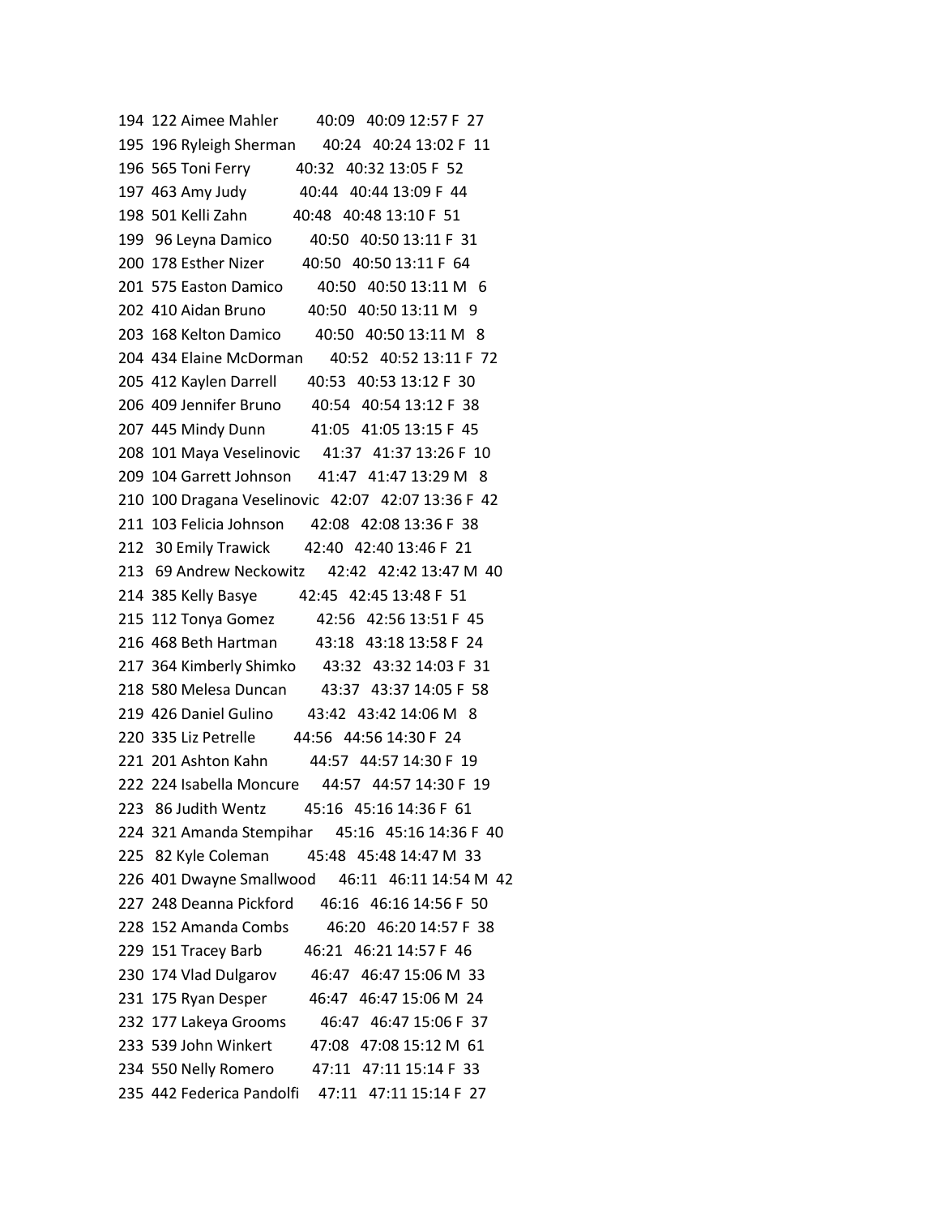```
194  122 Aimee Mahler        40:09   40:09 12:57 F  27
195  196 Ryleigh Sherman      40:24   40:24 13:02 F  11
196  565 Toni Ferry          40:32   40:32 13:05 F  52
197  463 Amy Judy            40:44   40:44 13:09 F  44
198  501 Kelli Zahn          40:48   40:48 13:10 F  51
199   96 Leyna Damico        40:50   40:50 13:11 F  31
200  178 Esther Nizer        40:50   40:50 13:11 F  64
201  575 Easton Damico       40:50   40:50 13:11 M   6
202  410 Aidan Bruno         40:50   40:50 13:11 M   9
203  168 Kelton Damico       40:50   40:50 13:11 M   8
204  434 Elaine McDorman     40:52   40:52 13:11 F  72
205  412 Kaylen Darrell      40:53   40:53 13:12 F  30
206  409 Jennifer Bruno      40:54   40:54 13:12 F  38
207  445 Mindy Dunn          41:05   41:05 13:15 F  45
208  101 Maya Veselinovic    41:37   41:37 13:26 F  10
209  104 Garrett Johnson     41:47   41:47 13:29 M   8
210  100 Dragana Veselinovic 42:07   42:07 13:36 F  42
211  103 Felicia Johnson     42:08   42:08 13:36 F  38
212   30 Emily Trawick       42:40   42:40 13:46 F  21
213   69 Andrew Neckowitz    42:42   42:42 13:47 M  40
214  385 Kelly Basye         42:45   42:45 13:48 F  51
215  112 Tonya Gomez         42:56   42:56 13:51 F  45
216  468 Beth Hartman        43:18   43:18 13:58 F  24
217  364 Kimberly Shimko     43:32   43:32 14:03 F  31
218  580 Melesa Duncan       43:37   43:37 14:05 F  58
219  426 Daniel Gulino       43:42   43:42 14:06 M   8
220  335 Liz Petrelle        44:56   44:56 14:30 F  24
221  201 Ashton Kahn         44:57   44:57 14:30 F  19
222  224 Isabella Moncure    44:57   44:57 14:30 F  19
223   86 Judith Wentz        45:16   45:16 14:36 F  61
224  321 Amanda Stempihar    45:16   45:16 14:36 F  40
225   82 Kyle Coleman        45:48   45:48 14:47 M  33
226  401 Dwayne Smallwood    46:11   46:11 14:54 M  42
227  248 Deanna Pickford     46:16   46:16 14:56 F  50
228  152 Amanda Combs        46:20   46:20 14:57 F  38
229  151 Tracey Barb         46:21   46:21 14:57 F  46
230  174 Vlad Dulgarov       46:47   46:47 15:06 M  33
231  175 Ryan Desper         46:47   46:47 15:06 M  24
232  177 Lakeya Grooms       46:47   46:47 15:06 F  37
233  539 John Winkert        47:08   47:08 15:12 M  61
234  550 Nelly Romero        47:11   47:11 15:14 F  33
235  442 Federica Pandolfi   47:11   47:11 15:14 F  27
```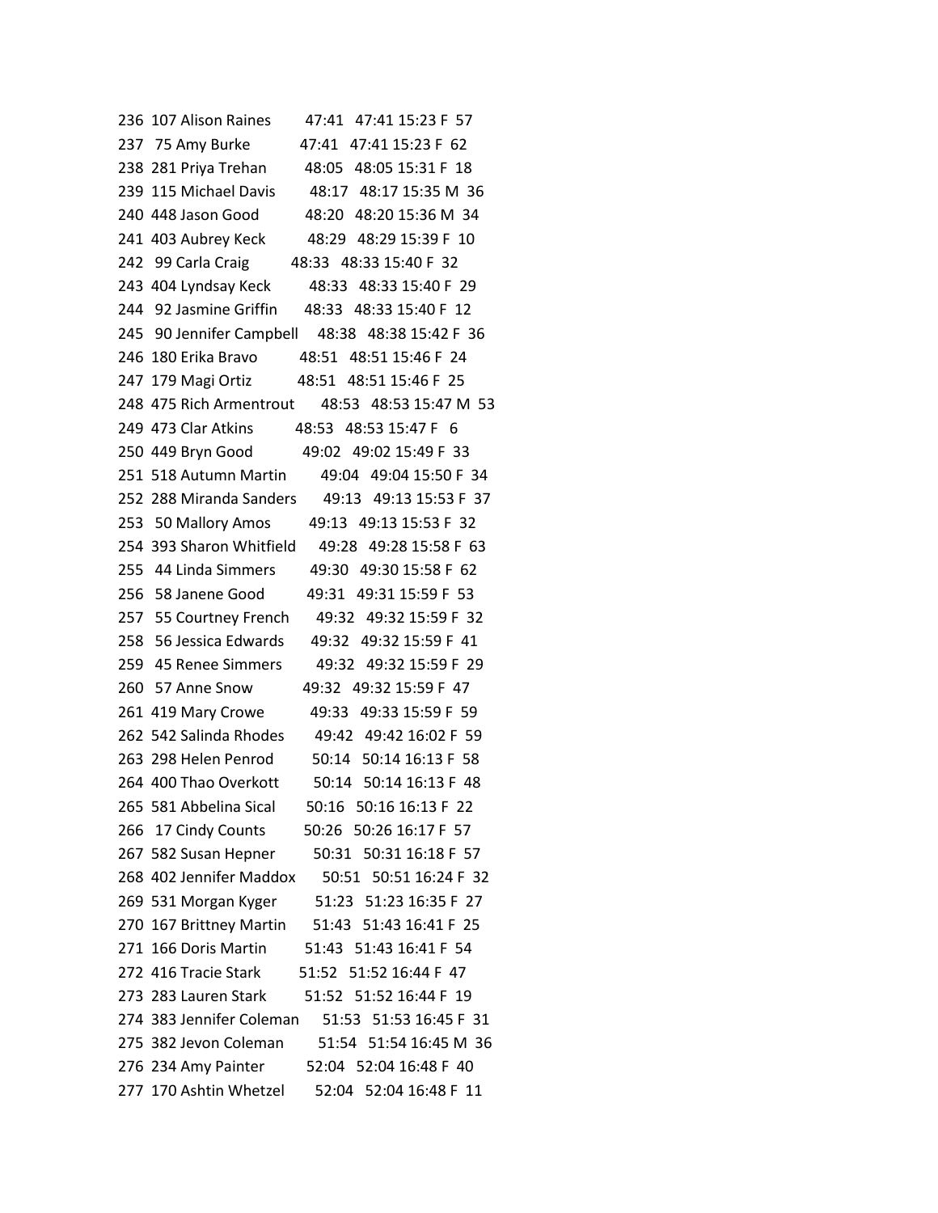```
236  107 Alison Raines        47:41   47:41 15:23 F  57
237   75 Amy Burke           47:41   47:41 15:23 F  62
238  281 Priya Trehan         48:05   48:05 15:31 F  18
239  115 Michael Davis        48:17   48:17 15:35 M  36
240  448 Jason Good           48:20   48:20 15:36 M  34
241  403 Aubrey Keck          48:29   48:29 15:39 F  10
242   99 Carla Craig          48:33   48:33 15:40 F  32
243  404 Lyndsay Keck         48:33   48:33 15:40 F  29
244   92 Jasmine Griffin      48:33   48:33 15:40 F  12
245   90 Jennifer Campbell    48:38   48:38 15:42 F  36
246  180 Erika Bravo          48:51   48:51 15:46 F  24
247  179 Magi Ortiz           48:51   48:51 15:46 F  25
248  475 Rich Armentrout      48:53   48:53 15:47 M  53
249  473 Clar Atkins          48:53   48:53 15:47 F   6
250  449 Bryn Good            49:02   49:02 15:49 F  33
251  518 Autumn Martin        49:04   49:04 15:50 F  34
252  288 Miranda Sanders      49:13   49:13 15:53 F  37
253   50 Mallory Amos         49:13   49:13 15:53 F  32
254  393 Sharon Whitfield     49:28   49:28 15:58 F  63
255   44 Linda Simmers        49:30   49:30 15:58 F  62
256   58 Janene Good          49:31   49:31 15:59 F  53
257   55 Courtney French      49:32   49:32 15:59 F  32
258   56 Jessica Edwards      49:32   49:32 15:59 F  41
259   45 Renee Simmers        49:32   49:32 15:59 F  29
260   57 Anne Snow            49:32   49:32 15:59 F  47
261  419 Mary Crowe           49:33   49:33 15:59 F  59
262  542 Salinda Rhodes       49:42   49:42 16:02 F  59
263  298 Helen Penrod         50:14   50:14 16:13 F  58
264  400 Thao Overkott        50:14   50:14 16:13 F  48
265  581 Abbelina Sical       50:16   50:16 16:13 F  22
266   17 Cindy Counts         50:26   50:26 16:17 F  57
267  582 Susan Hepner         50:31   50:31 16:18 F  57
268  402 Jennifer Maddox      50:51   50:51 16:24 F  32
269  531 Morgan Kyger         51:23   51:23 16:35 F  27
270  167 Brittney Martin      51:43   51:43 16:41 F  25
271  166 Doris Martin         51:43   51:43 16:41 F  54
272  416 Tracie Stark         51:52   51:52 16:44 F  47
273  283 Lauren Stark         51:52   51:52 16:44 F  19
274  383 Jennifer Coleman     51:53   51:53 16:45 F  31
275  382 Jevon Coleman        51:54   51:54 16:45 M  36
276  234 Amy Painter          52:04   52:04 16:48 F  40
277  170 Ashtin Whetzel       52:04   52:04 16:48 F  11
```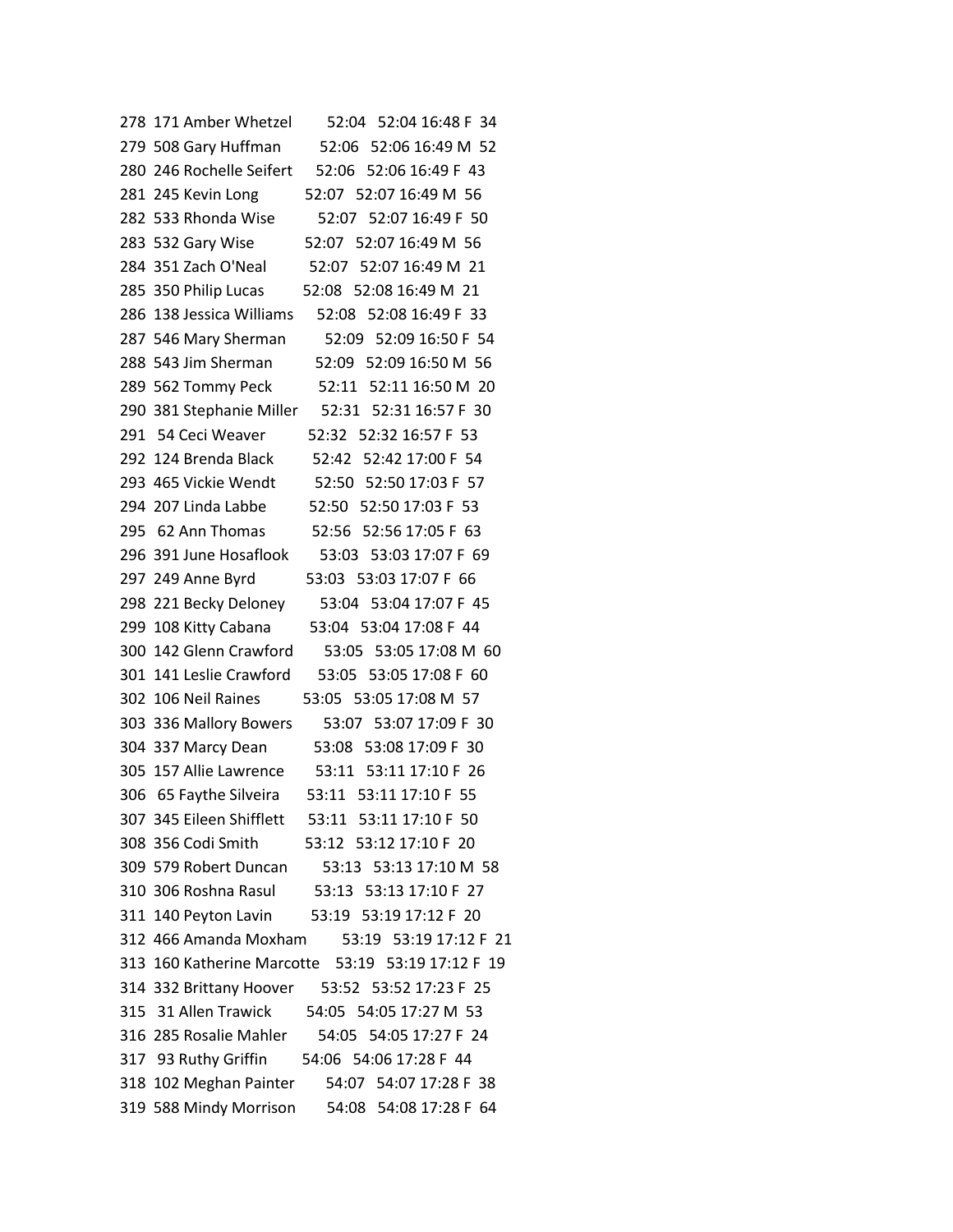278 171 Amber Whetzel 52:04 52:04 16:48 F 34
279 508 Gary Huffman 52:06 52:06 16:49 M 52
280 246 Rochelle Seifert 52:06 52:06 16:49 F 43
281 245 Kevin Long 52:07 52:07 16:49 M 56
282 533 Rhonda Wise 52:07 52:07 16:49 F 50
283 532 Gary Wise 52:07 52:07 16:49 M 56
284 351 Zach O'Neal 52:07 52:07 16:49 M 21
285 350 Philip Lucas 52:08 52:08 16:49 M 21
286 138 Jessica Williams 52:08 52:08 16:49 F 33
287 546 Mary Sherman 52:09 52:09 16:50 F 54
288 543 Jim Sherman 52:09 52:09 16:50 M 56
289 562 Tommy Peck 52:11 52:11 16:50 M 20
290 381 Stephanie Miller 52:31 52:31 16:57 F 30
291 54 Ceci Weaver 52:32 52:32 16:57 F 53
292 124 Brenda Black 52:42 52:42 17:00 F 54
293 465 Vickie Wendt 52:50 52:50 17:03 F 57
294 207 Linda Labbe 52:50 52:50 17:03 F 53
295 62 Ann Thomas 52:56 52:56 17:05 F 63
296 391 June Hosaflook 53:03 53:03 17:07 F 69
297 249 Anne Byrd 53:03 53:03 17:07 F 66
298 221 Becky Deloney 53:04 53:04 17:07 F 45
299 108 Kitty Cabana 53:04 53:04 17:08 F 44
300 142 Glenn Crawford 53:05 53:05 17:08 M 60
301 141 Leslie Crawford 53:05 53:05 17:08 F 60
302 106 Neil Raines 53:05 53:05 17:08 M 57
303 336 Mallory Bowers 53:07 53:07 17:09 F 30
304 337 Marcy Dean 53:08 53:08 17:09 F 30
305 157 Allie Lawrence 53:11 53:11 17:10 F 26
306 65 Faythe Silveira 53:11 53:11 17:10 F 55
307 345 Eileen Shifflett 53:11 53:11 17:10 F 50
308 356 Codi Smith 53:12 53:12 17:10 F 20
309 579 Robert Duncan 53:13 53:13 17:10 M 58
310 306 Roshna Rasul 53:13 53:13 17:10 F 27
311 140 Peyton Lavin 53:19 53:19 17:12 F 20
312 466 Amanda Moxham 53:19 53:19 17:12 F 21
313 160 Katherine Marcotte 53:19 53:19 17:12 F 19
314 332 Brittany Hoover 53:52 53:52 17:23 F 25
315 31 Allen Trawick 54:05 54:05 17:27 M 53
316 285 Rosalie Mahler 54:05 54:05 17:27 F 24
317 93 Ruthy Griffin 54:06 54:06 17:28 F 44
318 102 Meghan Painter 54:07 54:07 17:28 F 38
319 588 Mindy Morrison 54:08 54:08 17:28 F 64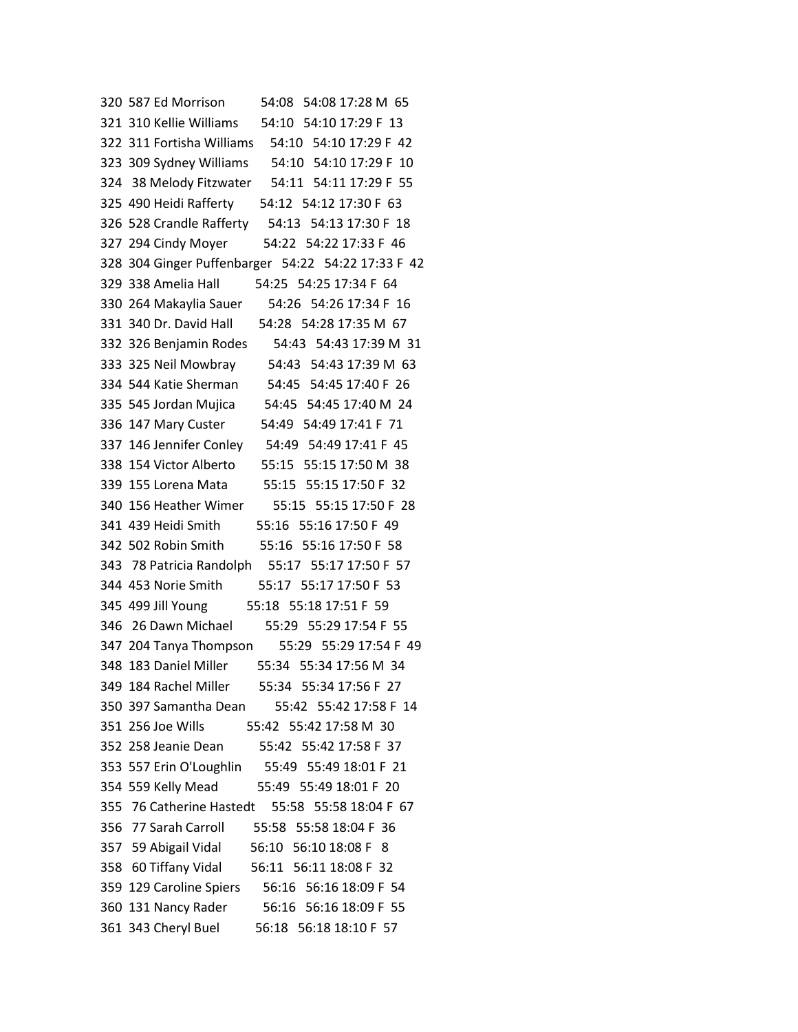320  587 Ed Morrison          54:08   54:08 17:28 M  65
321  310 Kellie Williams       54:10   54:10 17:29 F  13
322  311 Fortisha Williams     54:10   54:10 17:29 F  42
323  309 Sydney Williams       54:10   54:10 17:29 F  10
324   38 Melody Fitzwater      54:11   54:11 17:29 F  55
325  490 Heidi Rafferty        54:12   54:12 17:30 F  63
326  528 Crandle Rafferty      54:13   54:13 17:30 F  18
327  294 Cindy Moyer           54:22   54:22 17:33 F  46
328  304 Ginger Puffenbarger   54:22   54:22 17:33 F  42
329  338 Amelia Hall           54:25   54:25 17:34 F  64
330  264 Makaylia Sauer        54:26   54:26 17:34 F  16
331  340 Dr. David Hall        54:28   54:28 17:35 M  67
332  326 Benjamin Rodes        54:43   54:43 17:39 M  31
333  325 Neil Mowbray          54:43   54:43 17:39 M  63
334  544 Katie Sherman         54:45   54:45 17:40 F  26
335  545 Jordan Mujica         54:45   54:45 17:40 M  24
336  147 Mary Custer           54:49   54:49 17:41 F  71
337  146 Jennifer Conley       54:49   54:49 17:41 F  45
338  154 Victor Alberto        55:15   55:15 17:50 M  38
339  155 Lorena Mata           55:15   55:15 17:50 F  32
340  156 Heather Wimer         55:15   55:15 17:50 F  28
341  439 Heidi Smith           55:16   55:16 17:50 F  49
342  502 Robin Smith           55:16   55:16 17:50 F  58
343   78 Patricia Randolph     55:17   55:17 17:50 F  57
344  453 Norie Smith           55:17   55:17 17:50 F  53
345  499 Jill Young            55:18   55:18 17:51 F  59
346   26 Dawn Michael          55:29   55:29 17:54 F  55
347  204 Tanya Thompson        55:29   55:29 17:54 F  49
348  183 Daniel Miller         55:34   55:34 17:56 M  34
349  184 Rachel Miller         55:34   55:34 17:56 F  27
350  397 Samantha Dean         55:42   55:42 17:58 F  14
351  256 Joe Wills             55:42   55:42 17:58 M  30
352  258 Jeanie Dean           55:42   55:42 17:58 F  37
353  557 Erin O'Loughlin       55:49   55:49 18:01 F  21
354  559 Kelly Mead            55:49   55:49 18:01 F  20
355   76 Catherine Hastedt     55:58   55:58 18:04 F  67
356   77 Sarah Carroll         55:58   55:58 18:04 F  36
357   59 Abigail Vidal         56:10   56:10 18:08 F   8
358   60 Tiffany Vidal         56:11   56:11 18:08 F  32
359  129 Caroline Spiers       56:16   56:16 18:09 F  54
360  131 Nancy Rader           56:16   56:16 18:09 F  55
361  343 Cheryl Buel           56:18   56:18 18:10 F  57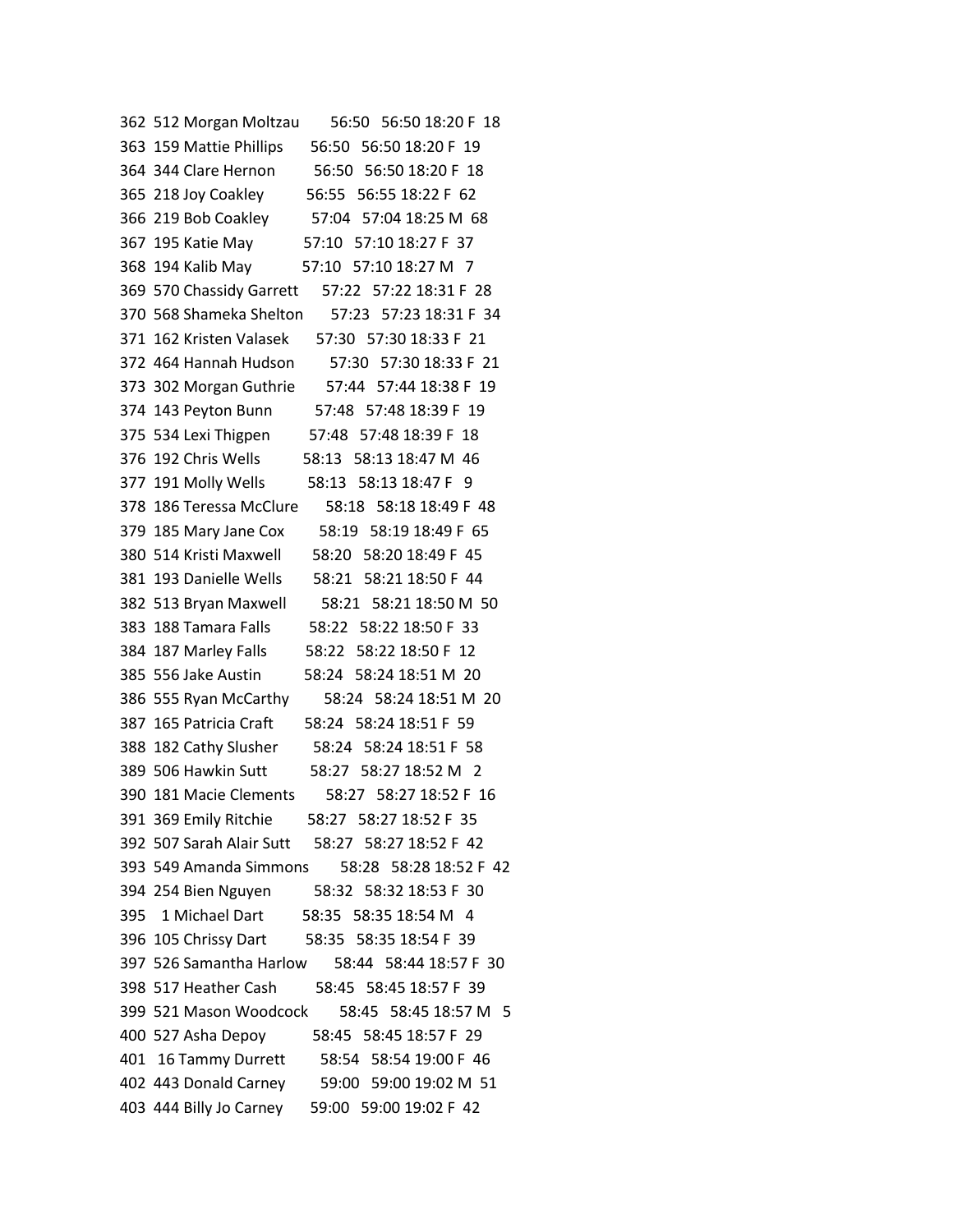362 512 Morgan Moltzau 56:50 56:50 18:20 F 18
363 159 Mattie Phillips 56:50 56:50 18:20 F 19
364 344 Clare Hernon 56:50 56:50 18:20 F 18
365 218 Joy Coakley 56:55 56:55 18:22 F 62
366 219 Bob Coakley 57:04 57:04 18:25 M 68
367 195 Katie May 57:10 57:10 18:27 F 37
368 194 Kalib May 57:10 57:10 18:27 M 7
369 570 Chassidy Garrett 57:22 57:22 18:31 F 28
370 568 Shameka Shelton 57:23 57:23 18:31 F 34
371 162 Kristen Valasek 57:30 57:30 18:33 F 21
372 464 Hannah Hudson 57:30 57:30 18:33 F 21
373 302 Morgan Guthrie 57:44 57:44 18:38 F 19
374 143 Peyton Bunn 57:48 57:48 18:39 F 19
375 534 Lexi Thigpen 57:48 57:48 18:39 F 18
376 192 Chris Wells 58:13 58:13 18:47 M 46
377 191 Molly Wells 58:13 58:13 18:47 F 9
378 186 Teressa McClure 58:18 58:18 18:49 F 48
379 185 Mary Jane Cox 58:19 58:19 18:49 F 65
380 514 Kristi Maxwell 58:20 58:20 18:49 F 45
381 193 Danielle Wells 58:21 58:21 18:50 F 44
382 513 Bryan Maxwell 58:21 58:21 18:50 M 50
383 188 Tamara Falls 58:22 58:22 18:50 F 33
384 187 Marley Falls 58:22 58:22 18:50 F 12
385 556 Jake Austin 58:24 58:24 18:51 M 20
386 555 Ryan McCarthy 58:24 58:24 18:51 M 20
387 165 Patricia Craft 58:24 58:24 18:51 F 59
388 182 Cathy Slusher 58:24 58:24 18:51 F 58
389 506 Hawkin Sutt 58:27 58:27 18:52 M 2
390 181 Macie Clements 58:27 58:27 18:52 F 16
391 369 Emily Ritchie 58:27 58:27 18:52 F 35
392 507 Sarah Alair Sutt 58:27 58:27 18:52 F 42
393 549 Amanda Simmons 58:28 58:28 18:52 F 42
394 254 Bien Nguyen 58:32 58:32 18:53 F 30
395 1 Michael Dart 58:35 58:35 18:54 M 4
396 105 Chrissy Dart 58:35 58:35 18:54 F 39
397 526 Samantha Harlow 58:44 58:44 18:57 F 30
398 517 Heather Cash 58:45 58:45 18:57 F 39
399 521 Mason Woodcock 58:45 58:45 18:57 M 5
400 527 Asha Depoy 58:45 58:45 18:57 F 29
401 16 Tammy Durrett 58:54 58:54 19:00 F 46
402 443 Donald Carney 59:00 59:00 19:02 M 51
403 444 Billy Jo Carney 59:00 59:00 19:02 F 42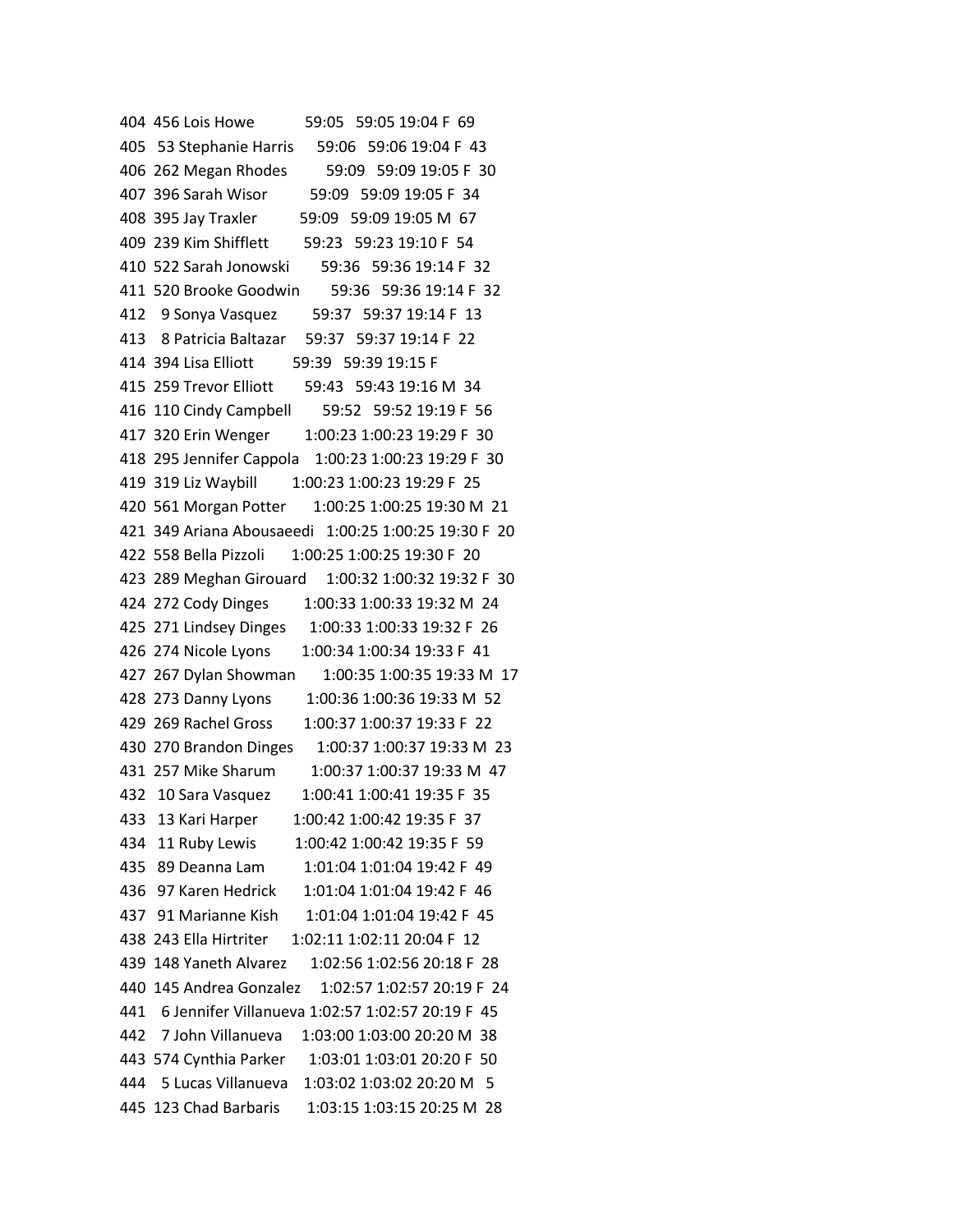```
404  456 Lois Howe           59:05   59:05 19:04 F  69
405   53 Stephanie Harris      59:06   59:06 19:04 F  43
406  262 Megan Rhodes          59:09   59:09 19:05 F  30
407  396 Sarah Wisor          59:09   59:09 19:05 F  34
408  395 Jay Traxler         59:09   59:09 19:05 M  67
409  239 Kim Shifflett        59:23   59:23 19:10 F  54
410  522 Sarah Jonowski        59:36   59:36 19:14 F  32
411  520 Brooke Goodwin        59:36   59:36 19:14 F  32
412    9 Sonya Vasquez        59:37   59:37 19:14 F  13
413    8 Patricia Baltazar     59:37   59:37 19:14 F  22
414  394 Lisa Elliott        59:39   59:39 19:15 F
415  259 Trevor Elliott        59:43   59:43 19:16 M  34
416  110 Cindy Campbell        59:52   59:52 19:19 F  56
417  320 Erin Wenger        1:00:23 1:00:23 19:29 F  30
418  295 Jennifer Cappola    1:00:23 1:00:23 19:29 F  30
419  319 Liz Waybill       1:00:23 1:00:23 19:29 F  25
420  561 Morgan Potter      1:00:25 1:00:25 19:30 M  21
421  349 Ariana Abousaeedi   1:00:25 1:00:25 19:30 F  20
422  558 Bella Pizzoli      1:00:25 1:00:25 19:30 F  20
423  289 Meghan Girouard     1:00:32 1:00:32 19:32 F  30
424  272 Cody Dinges        1:00:33 1:00:33 19:32 M  24
425  271 Lindsey Dinges      1:00:33 1:00:33 19:32 F  26
426  274 Nicole Lyons       1:00:34 1:00:34 19:33 F  41
427  267 Dylan Showman       1:00:35 1:00:35 19:33 M  17
428  273 Danny Lyons        1:00:36 1:00:36 19:33 M  52
429  269 Rachel Gross       1:00:37 1:00:37 19:33 F  22
430  270 Brandon Dinges      1:00:37 1:00:37 19:33 M  23
431  257 Mike Sharum        1:00:37 1:00:37 19:33 M  47
432   10 Sara Vasquez       1:00:41 1:00:41 19:35 F  35
433   13 Kari Harper       1:00:42 1:00:42 19:35 F  37
434   11 Ruby Lewis        1:00:42 1:00:42 19:35 F  59
435   89 Deanna Lam        1:01:04 1:01:04 19:42 F  49
436   97 Karen Hedrick      1:01:04 1:01:04 19:42 F  46
437   91 Marianne Kish      1:01:04 1:01:04 19:42 F  45
438  243 Ella Hirtriter     1:02:11 1:02:11 20:04 F  12
439  148 Yaneth Alvarez      1:02:56 1:02:56 20:18 F  28
440  145 Andrea Gonzalez     1:02:57 1:02:57 20:19 F  24
441    6 Jennifer Villanueva 1:02:57 1:02:57 20:19 F  45
442    7 John Villanueva     1:03:00 1:03:00 20:20 M  38
443  574 Cynthia Parker      1:03:01 1:03:01 20:20 F  50
444    5 Lucas Villanueva    1:03:02 1:03:02 20:20 M   5
445  123 Chad Barbaris      1:03:15 1:03:15 20:25 M  28
```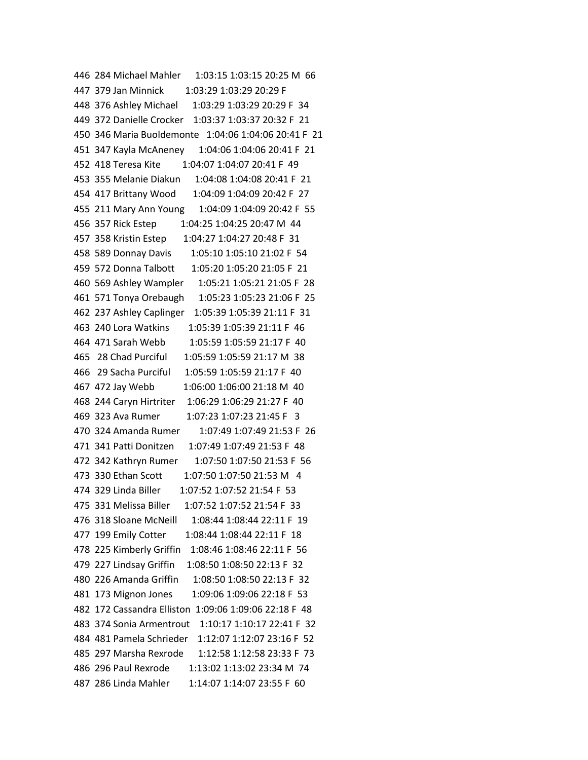446 284 Michael Mahler 1:03:15 1:03:15 20:25 M 66
447 379 Jan Minnick 1:03:29 1:03:29 20:29 F
448 376 Ashley Michael 1:03:29 1:03:29 20:29 F 34
449 372 Danielle Crocker 1:03:37 1:03:37 20:32 F 21
450 346 Maria Buoldemonte 1:04:06 1:04:06 20:41 F 21
451 347 Kayla McAneney 1:04:06 1:04:06 20:41 F 21
452 418 Teresa Kite 1:04:07 1:04:07 20:41 F 49
453 355 Melanie Diakun 1:04:08 1:04:08 20:41 F 21
454 417 Brittany Wood 1:04:09 1:04:09 20:42 F 27
455 211 Mary Ann Young 1:04:09 1:04:09 20:42 F 55
456 357 Rick Estep 1:04:25 1:04:25 20:47 M 44
457 358 Kristin Estep 1:04:27 1:04:27 20:48 F 31
458 589 Donnay Davis 1:05:10 1:05:10 21:02 F 54
459 572 Donna Talbott 1:05:20 1:05:20 21:05 F 21
460 569 Ashley Wampler 1:05:21 1:05:21 21:05 F 28
461 571 Tonya Orebaugh 1:05:23 1:05:23 21:06 F 25
462 237 Ashley Caplinger 1:05:39 1:05:39 21:11 F 31
463 240 Lora Watkins 1:05:39 1:05:39 21:11 F 46
464 471 Sarah Webb 1:05:59 1:05:59 21:17 F 40
465 28 Chad Purciful 1:05:59 1:05:59 21:17 M 38
466 29 Sacha Purciful 1:05:59 1:05:59 21:17 F 40
467 472 Jay Webb 1:06:00 1:06:00 21:18 M 40
468 244 Caryn Hirtriter 1:06:29 1:06:29 21:27 F 40
469 323 Ava Rumer 1:07:23 1:07:23 21:45 F 3
470 324 Amanda Rumer 1:07:49 1:07:49 21:53 F 26
471 341 Patti Donitzen 1:07:49 1:07:49 21:53 F 48
472 342 Kathryn Rumer 1:07:50 1:07:50 21:53 F 56
473 330 Ethan Scott 1:07:50 1:07:50 21:53 M 4
474 329 Linda Biller 1:07:52 1:07:52 21:54 F 53
475 331 Melissa Biller 1:07:52 1:07:52 21:54 F 33
476 318 Sloane McNeill 1:08:44 1:08:44 22:11 F 19
477 199 Emily Cotter 1:08:44 1:08:44 22:11 F 18
478 225 Kimberly Griffin 1:08:46 1:08:46 22:11 F 56
479 227 Lindsay Griffin 1:08:50 1:08:50 22:13 F 32
480 226 Amanda Griffin 1:08:50 1:08:50 22:13 F 32
481 173 Mignon Jones 1:09:06 1:09:06 22:18 F 53
482 172 Cassandra Elliston 1:09:06 1:09:06 22:18 F 48
483 374 Sonia Armentrout 1:10:17 1:10:17 22:41 F 32
484 481 Pamela Schrieder 1:12:07 1:12:07 23:16 F 52
485 297 Marsha Rexrode 1:12:58 1:12:58 23:33 F 73
486 296 Paul Rexrode 1:13:02 1:13:02 23:34 M 74
487 286 Linda Mahler 1:14:07 1:14:07 23:55 F 60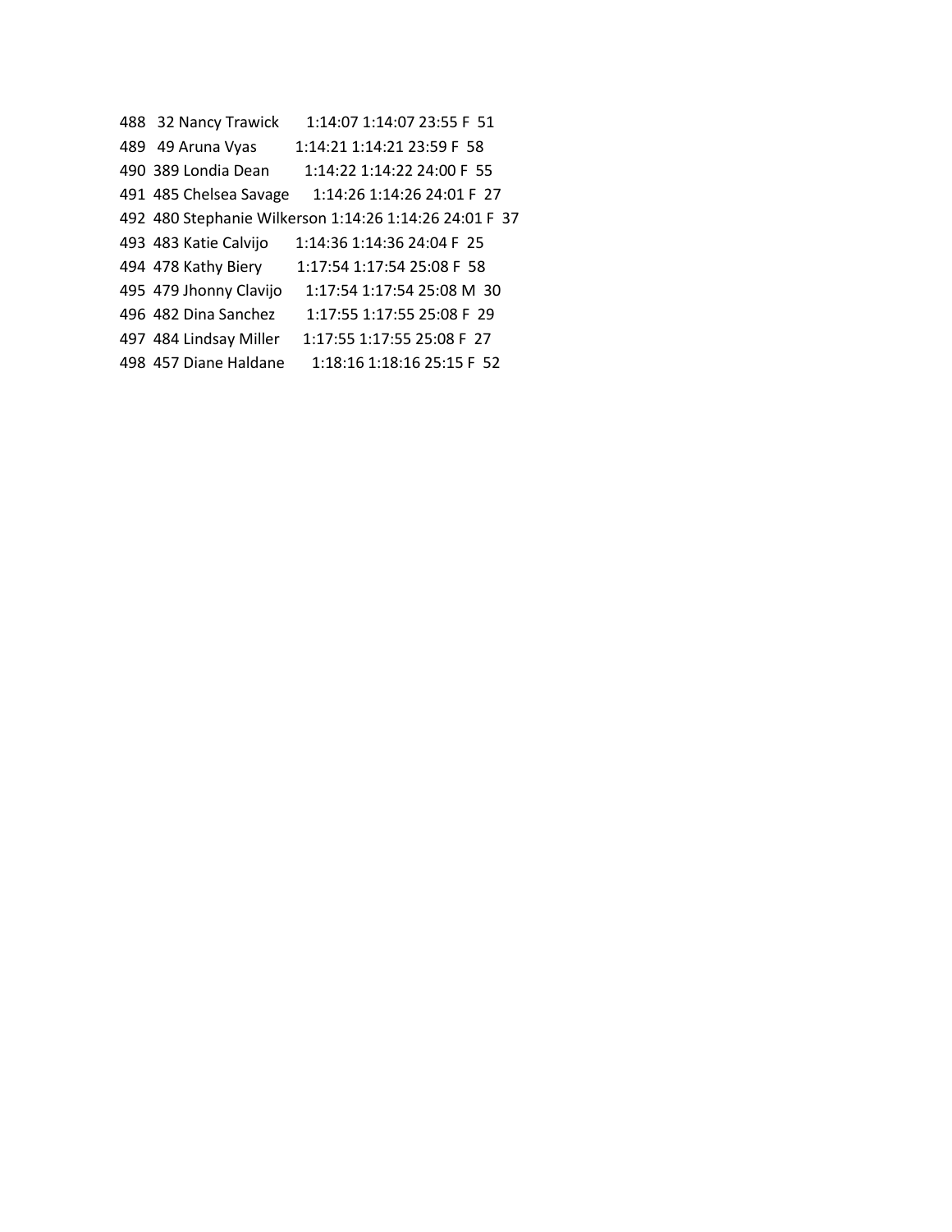| | | | | | | | |
|---|---|---|---|---|---|---|---|
| 488 | 32 | Nancy Trawick | 1:14:07 | 1:14:07 | 23:55 | F | 51 |
| 489 | 49 | Aruna Vyas | 1:14:21 | 1:14:21 | 23:59 | F | 58 |
| 490 | 389 | Londia Dean | 1:14:22 | 1:14:22 | 24:00 | F | 55 |
| 491 | 485 | Chelsea Savage | 1:14:26 | 1:14:26 | 24:01 | F | 27 |
| 492 | 480 | Stephanie Wilkerson | 1:14:26 | 1:14:26 | 24:01 | F | 37 |
| 493 | 483 | Katie Calvijo | 1:14:36 | 1:14:36 | 24:04 | F | 25 |
| 494 | 478 | Kathy Biery | 1:17:54 | 1:17:54 | 25:08 | F | 58 |
| 495 | 479 | Jhonny Clavijo | 1:17:54 | 1:17:54 | 25:08 | M | 30 |
| 496 | 482 | Dina Sanchez | 1:17:55 | 1:17:55 | 25:08 | F | 29 |
| 497 | 484 | Lindsay Miller | 1:17:55 | 1:17:55 | 25:08 | F | 27 |
| 498 | 457 | Diane Haldane | 1:18:16 | 1:18:16 | 25:15 | F | 52 |